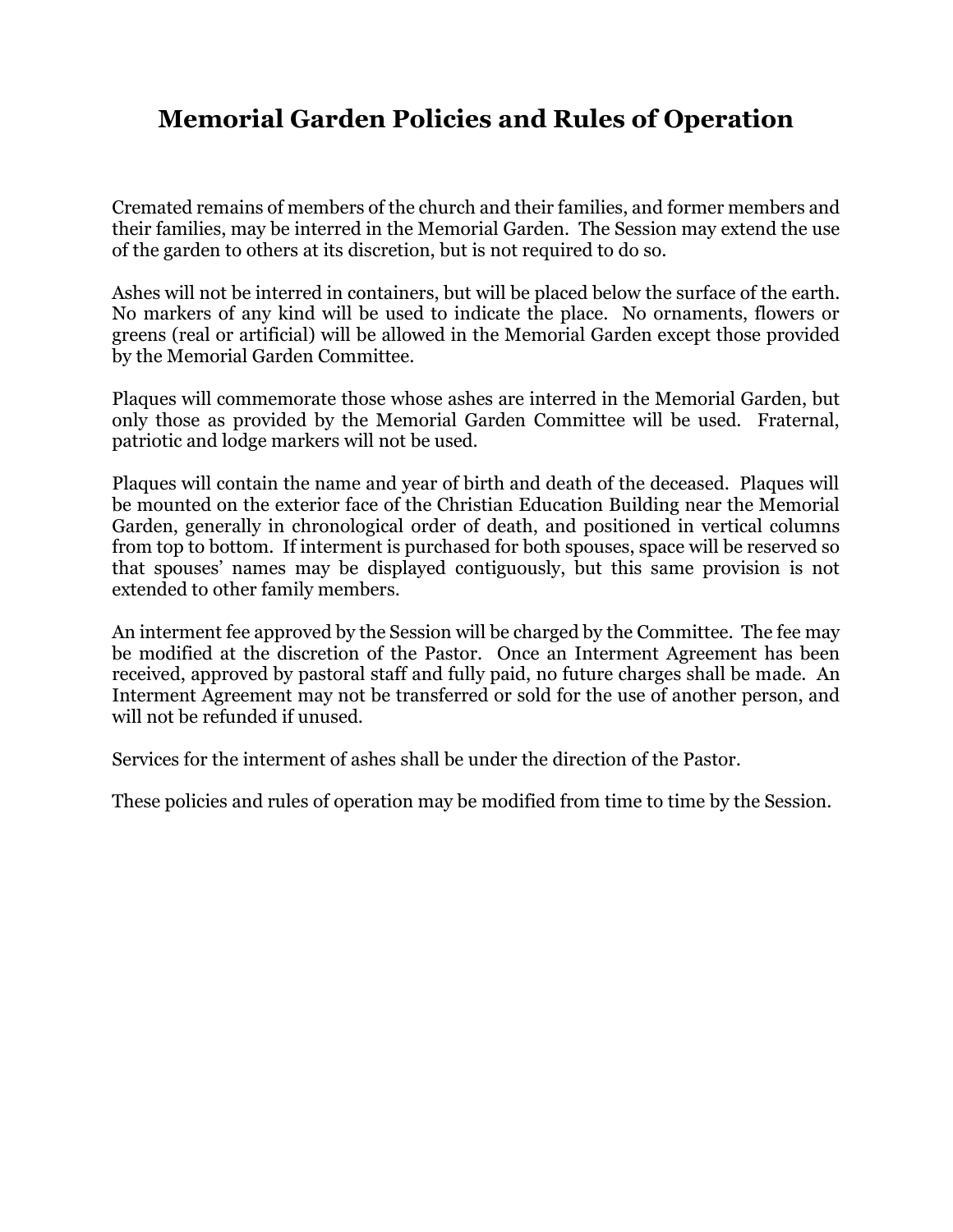# Memorial Garden Policies and Rules of Operation

Cremated remains of members of the church and their families, and former members and their families, may be interred in the Memorial Garden. The Session may extend the use of the garden to others at its discretion, but is not required to do so.

Ashes will not be interred in containers, but will be placed below the surface of the earth. No markers of any kind will be used to indicate the place. No ornaments, flowers or greens (real or artificial) will be allowed in the Memorial Garden except those provided by the Memorial Garden Committee.

Plaques will commemorate those whose ashes are interred in the Memorial Garden, but only those as provided by the Memorial Garden Committee will be used. Fraternal, patriotic and lodge markers will not be used.

Plaques will contain the name and year of birth and death of the deceased. Plaques will be mounted on the exterior face of the Christian Education Building near the Memorial Garden, generally in chronological order of death, and positioned in vertical columns from top to bottom. If interment is purchased for both spouses, space will be reserved so that spouses' names may be displayed contiguously, but this same provision is not extended to other family members.

An interment fee approved by the Session will be charged by the Committee. The fee may be modified at the discretion of the Pastor. Once an Interment Agreement has been received, approved by pastoral staff and fully paid, no future charges shall be made. An Interment Agreement may not be transferred or sold for the use of another person, and will not be refunded if unused.

Services for the interment of ashes shall be under the direction of the Pastor.

These policies and rules of operation may be modified from time to time by the Session.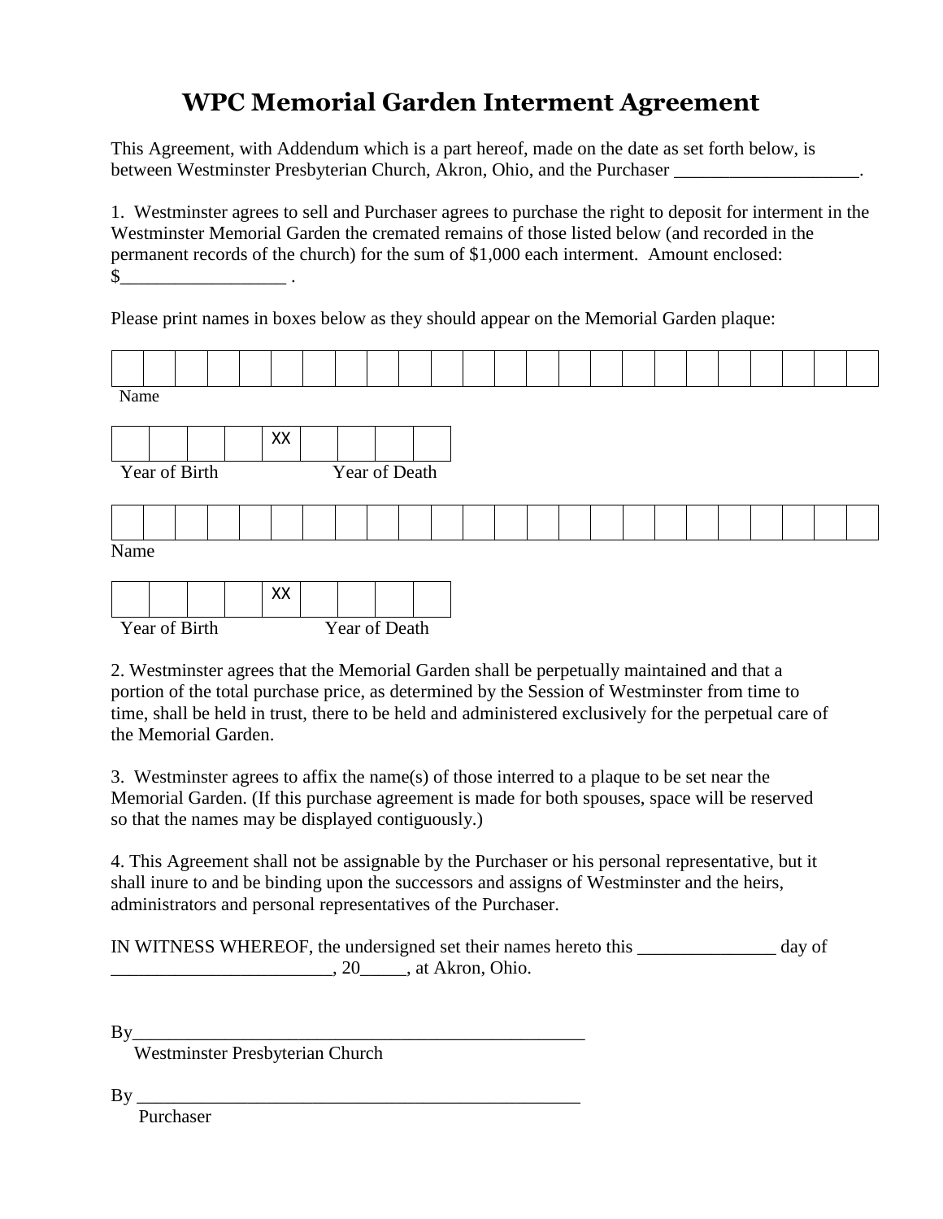# WPC Memorial Garden Interment Agreement

This Agreement, with Addendum which is a part hereof, made on the date as set forth below, is between Westminster Presbyterian Church, Akron, Ohio, and the Purchaser ____________________.

1. Westminster agrees to sell and Purchaser agrees to purchase the right to deposit for interment in the Westminster Memorial Garden the cremated remains of those listed below (and recorded in the permanent records of the church) for the sum of $1,000 each interment. Amount enclosed: $__________________ .

Please print names in boxes below as they should appear on the Memorial Garden plaque:

| | | | | | | | | | | | | | | | | | | | | | | | |
|---|---|---|---|---|---|---|---|---|---|---|---|---|---|---|---|---|---|---|---|---|---|---|---|
| | | | | | | | | | | | | | | | | | | | | | | | |

Name

| | | | | | | | | |
|---|---|---|---|---|---|---|---|---|
| | | | | XX | | | | |

Year of Birth Year of Death

| | | | | | | | | | | | | | | | | | | | | | | | |
|---|---|---|---|---|---|---|---|---|---|---|---|---|---|---|---|---|---|---|---|---|---|---|---|
| | | | | | | | | | | | | | | | | | | | | | | | |

Name

| | | | | | | | | |
|---|---|---|---|---|---|---|---|---|
| | | | | XX | | | | |

Year of Birth Year of Death

2. Westminster agrees that the Memorial Garden shall be perpetually maintained and that a portion of the total purchase price, as determined by the Session of Westminster from time to time, shall be held in trust, there to be held and administered exclusively for the perpetual care of the Memorial Garden.

3. Westminster agrees to affix the name(s) of those interred to a plaque to be set near the Memorial Garden. (If this purchase agreement is made for both spouses, space will be reserved so that the names may be displayed contiguously.)

4. This Agreement shall not be assignable by the Purchaser or his personal representative, but it shall inure to and be binding upon the successors and assigns of Westminster and the heirs, administrators and personal representatives of the Purchaser.

IN WITNESS WHEREOF, the undersigned set their names hereto this _______________ day of ________________________, 20_____, at Akron, Ohio.

By___________________________________________________
Westminster Presbyterian Church

By ___________________________________________________
Purchaser